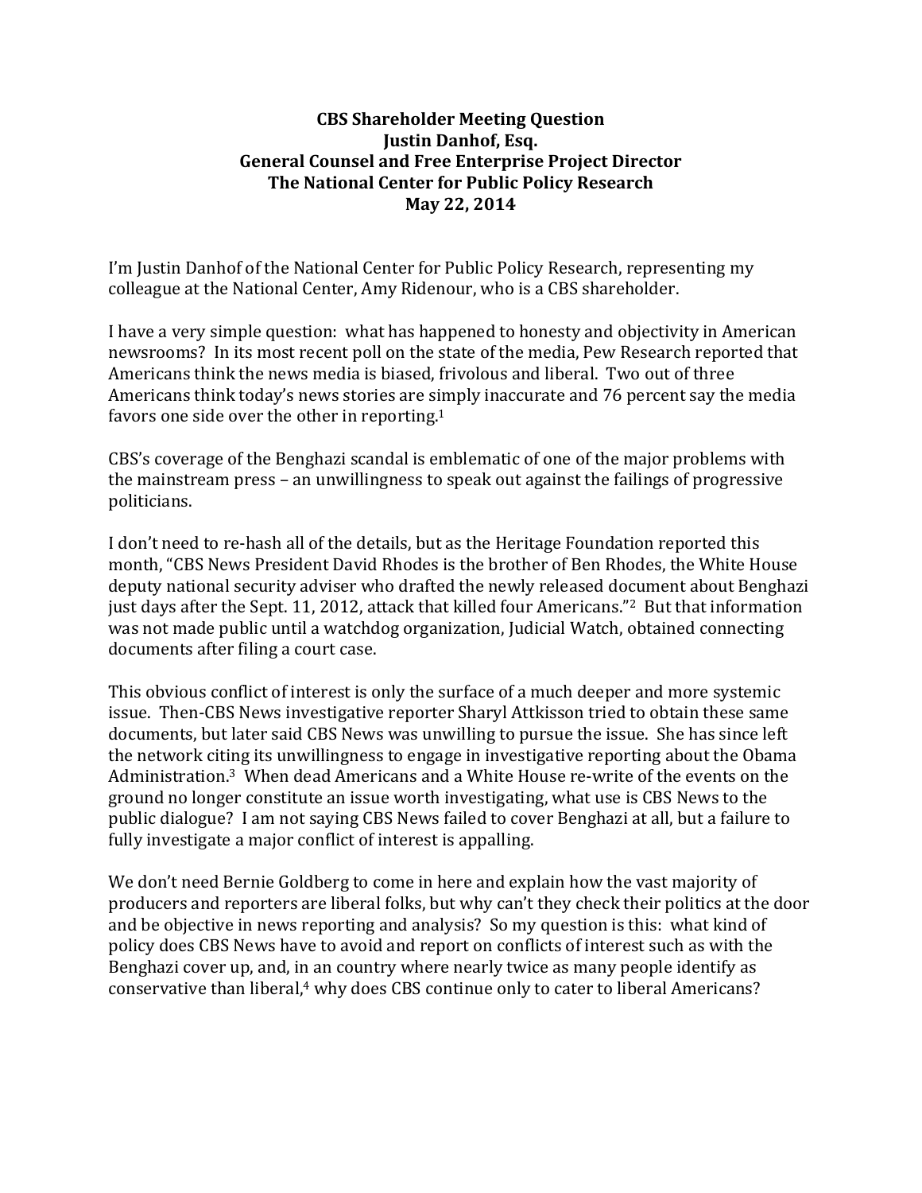**CBS Shareholder Meeting Question**
**Justin Danhof, Esq.**
**General Counsel and Free Enterprise Project Director**
**The National Center for Public Policy Research**
**May 22, 2014**

I'm Justin Danhof of the National Center for Public Policy Research, representing my colleague at the National Center, Amy Ridenour, who is a CBS shareholder.

I have a very simple question: what has happened to honesty and objectivity in American newsrooms? In its most recent poll on the state of the media, Pew Research reported that Americans think the news media is biased, frivolous and liberal. Two out of three Americans think today's news stories are simply inaccurate and 76 percent say the media favors one side over the other in reporting.[1]

CBS's coverage of the Benghazi scandal is emblematic of one of the major problems with the mainstream press – an unwillingness to speak out against the failings of progressive politicians.

I don't need to re-hash all of the details, but as the Heritage Foundation reported this month, "CBS News President David Rhodes is the brother of Ben Rhodes, the White House deputy national security adviser who drafted the newly released document about Benghazi just days after the Sept. 11, 2012, attack that killed four Americans."[2] But that information was not made public until a watchdog organization, Judicial Watch, obtained connecting documents after filing a court case.

This obvious conflict of interest is only the surface of a much deeper and more systemic issue. Then-CBS News investigative reporter Sharyl Attkisson tried to obtain these same documents, but later said CBS News was unwilling to pursue the issue. She has since left the network citing its unwillingness to engage in investigative reporting about the Obama Administration.[3] When dead Americans and a White House re-write of the events on the ground no longer constitute an issue worth investigating, what use is CBS News to the public dialogue? I am not saying CBS News failed to cover Benghazi at all, but a failure to fully investigate a major conflict of interest is appalling.

We don't need Bernie Goldberg to come in here and explain how the vast majority of producers and reporters are liberal folks, but why can't they check their politics at the door and be objective in news reporting and analysis? So my question is this: what kind of policy does CBS News have to avoid and report on conflicts of interest such as with the Benghazi cover up, and, in an country where nearly twice as many people identify as conservative than liberal,[4] why does CBS continue only to cater to liberal Americans?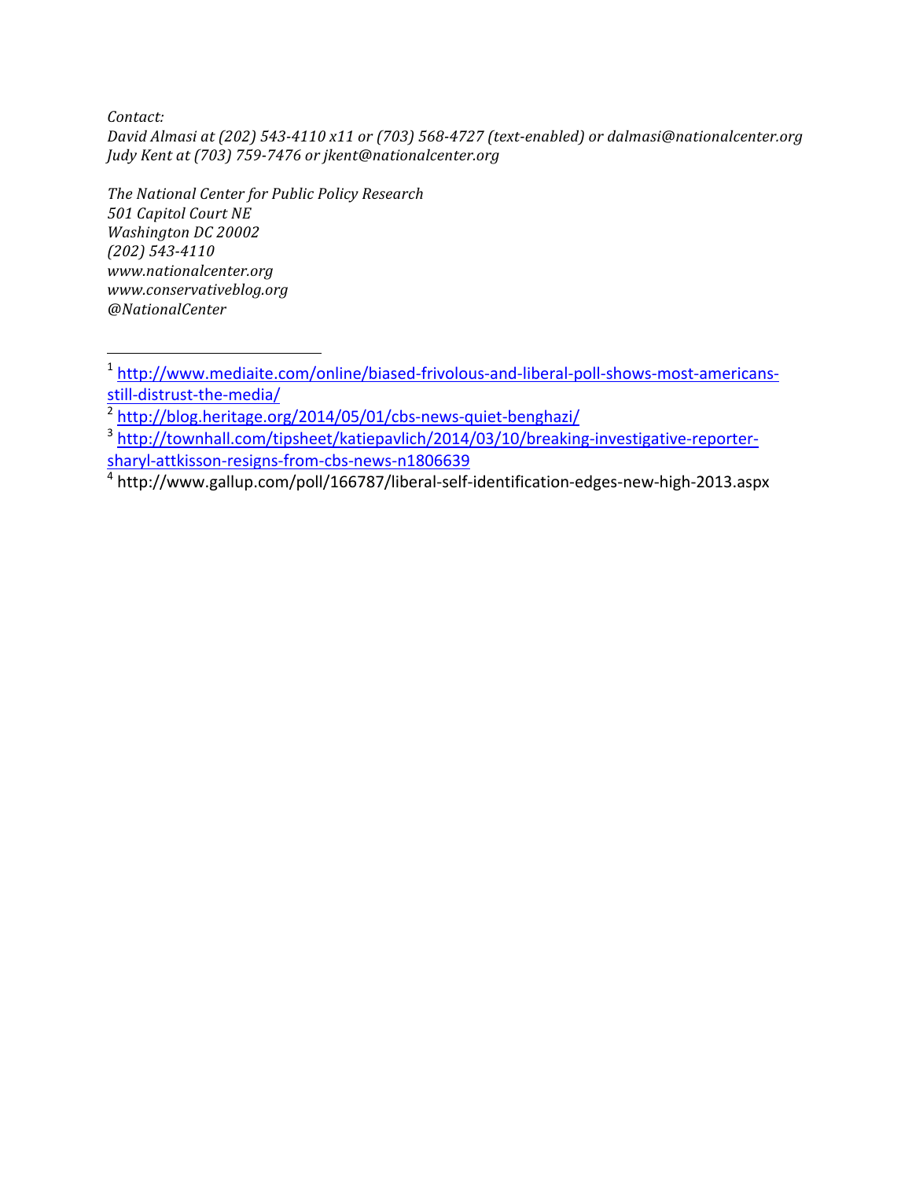*Contact:*
*David Almasi at (202) 543-4110 x11 or (703) 568-4727 (text-enabled) or dalmasi@nationalcenter.org*
*Judy Kent at (703) 759-7476 or jkent@nationalcenter.org*

*The National Center for Public Policy Research*
*501 Capitol Court NE*
*Washington DC 20002*
*(202) 543-4110*
*www.nationalcenter.org*
*www.conservativeblog.org*
*@NationalCenter*

---

[1] http://www.mediaite.com/online/biased-frivolous-and-liberal-poll-shows-most-americans-still-distrust-the-media/

[2] http://blog.heritage.org/2014/05/01/cbs-news-quiet-benghazi/

[3] http://townhall.com/tipsheet/katiepavlich/2014/03/10/breaking-investigative-reporter-sharyl-attkisson-resigns-from-cbs-news-n1806639

[4] http://www.gallup.com/poll/166787/liberal-self-identification-edges-new-high-2013.aspx